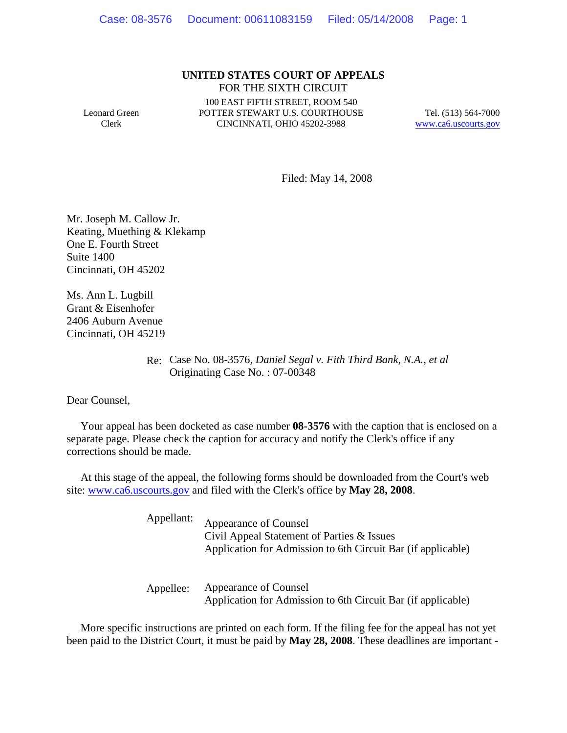**UNITED STATES COURT OF APPEALS**
FOR THE SIXTH CIRCUIT

Leonard Green
Clerk

100 EAST FIFTH STREET, ROOM 540
POTTER STEWART U.S. COURTHOUSE
CINCINNATI, OHIO 45202-3988

Tel. (513) 564-7000
www.ca6.uscourts.gov

Filed: May 14, 2008

Mr. Joseph M. Callow Jr.
Keating, Muething & Klekamp
One E. Fourth Street
Suite 1400
Cincinnati, OH 45202

Ms. Ann L. Lugbill
Grant & Eisenhofer
2406 Auburn Avenue
Cincinnati, OH 45219

Re: Case No. 08-3576, *Daniel Segal v. Fith Third Bank, N.A., et al*
Originating Case No. : 07-00348

Dear Counsel,

Your appeal has been docketed as case number **08-3576** with the caption that is enclosed on a separate page. Please check the caption for accuracy and notify the Clerk's office if any corrections should be made.

At this stage of the appeal, the following forms should be downloaded from the Court's web site: www.ca6.uscourts.gov and filed with the Clerk's office by **May 28, 2008**.

Appellant:
- Appearance of Counsel
- Civil Appeal Statement of Parties & Issues
- Application for Admission to 6th Circuit Bar (if applicable)

Appellee:
- Appearance of Counsel
- Application for Admission to 6th Circuit Bar (if applicable)

More specific instructions are printed on each form. If the filing fee for the appeal has not yet been paid to the District Court, it must be paid by **May 28, 2008**. These deadlines are important -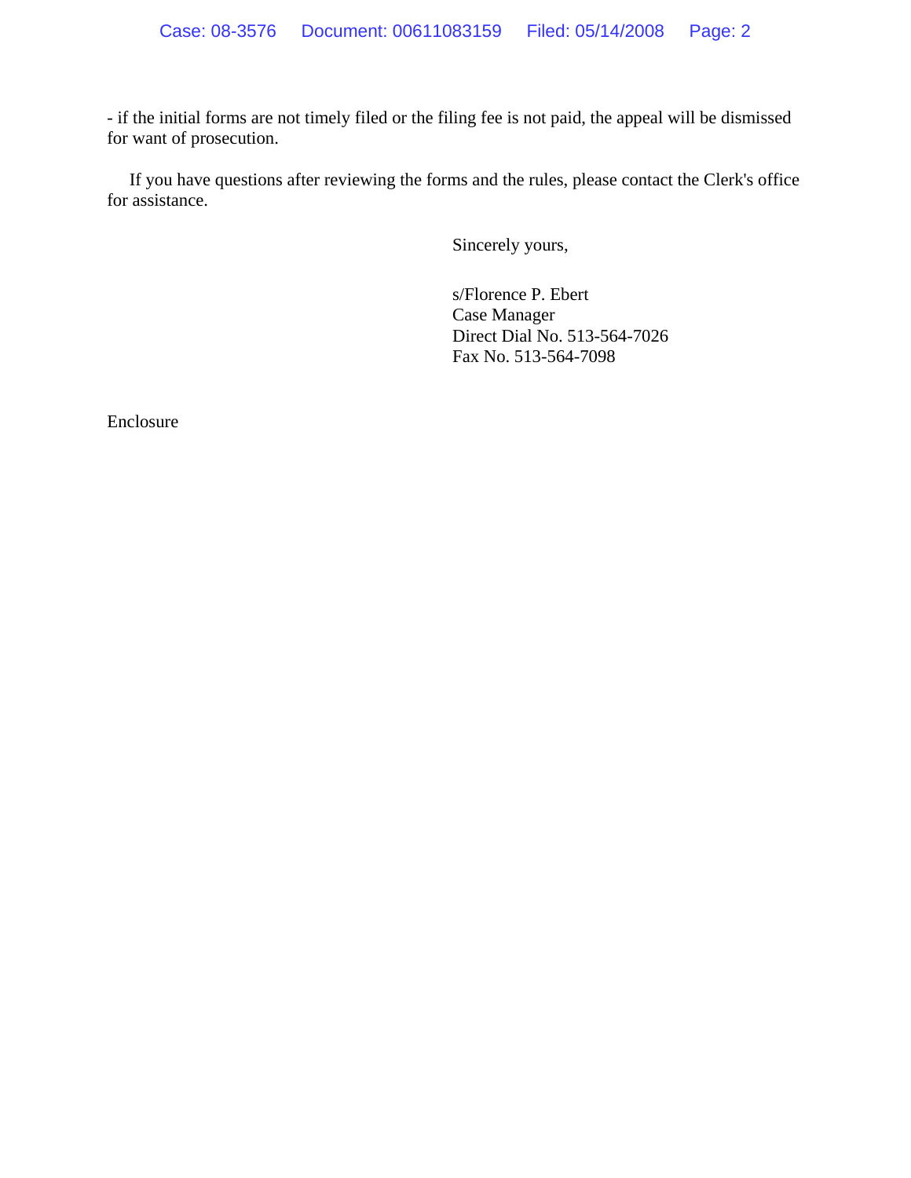- if the initial forms are not timely filed or the filing fee is not paid, the appeal will be dismissed for want of prosecution.

If you have questions after reviewing the forms and the rules, please contact the Clerk's office for assistance.

Sincerely yours,

s/Florence P. Ebert
Case Manager
Direct Dial No. 513-564-7026
Fax No. 513-564-7098

Enclosure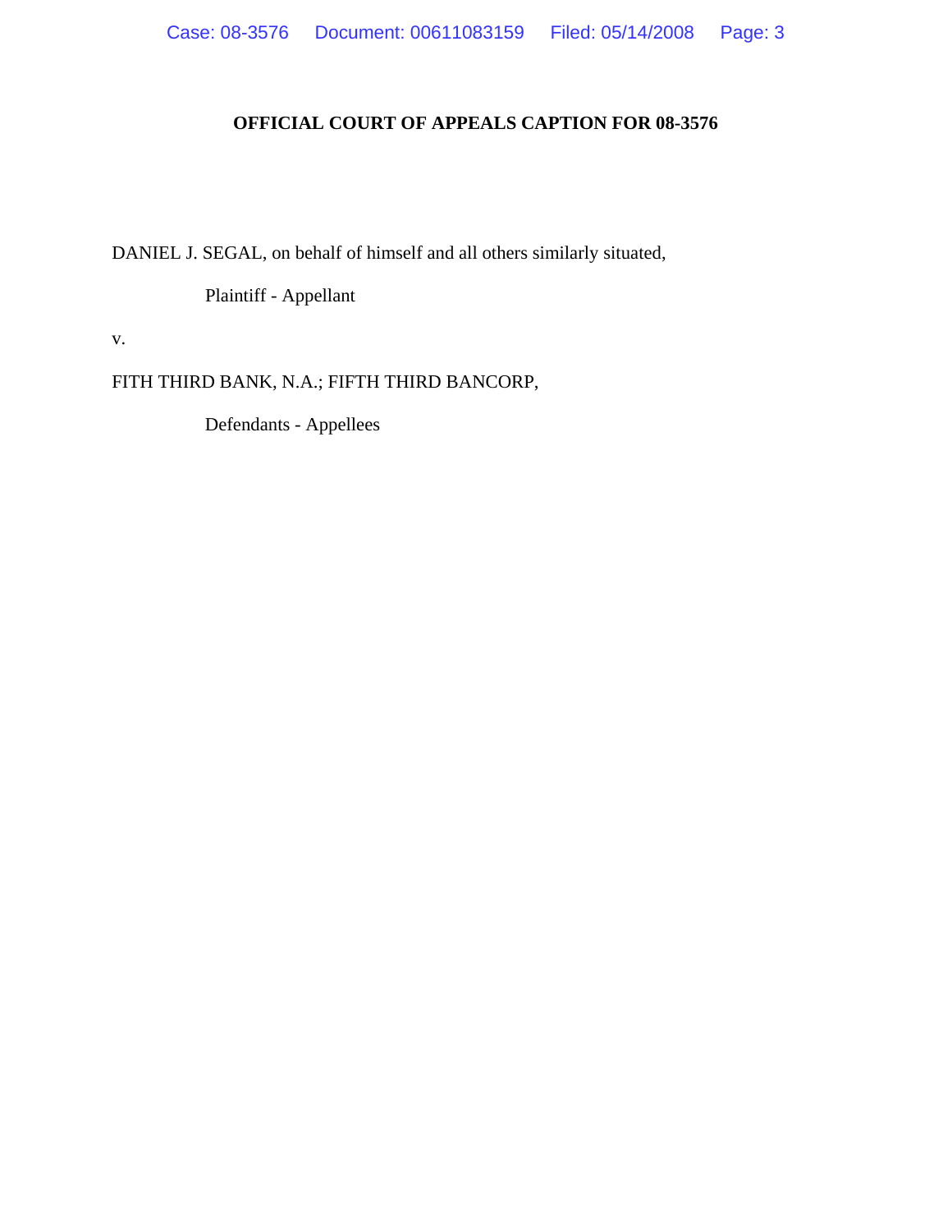**OFFICIAL COURT OF APPEALS CAPTION FOR 08-3576**

DANIEL J. SEGAL, on behalf of himself and all others similarly situated,

Plaintiff - Appellant

v.

FITH THIRD BANK, N.A.; FIFTH THIRD BANCORP,

Defendants - Appellees